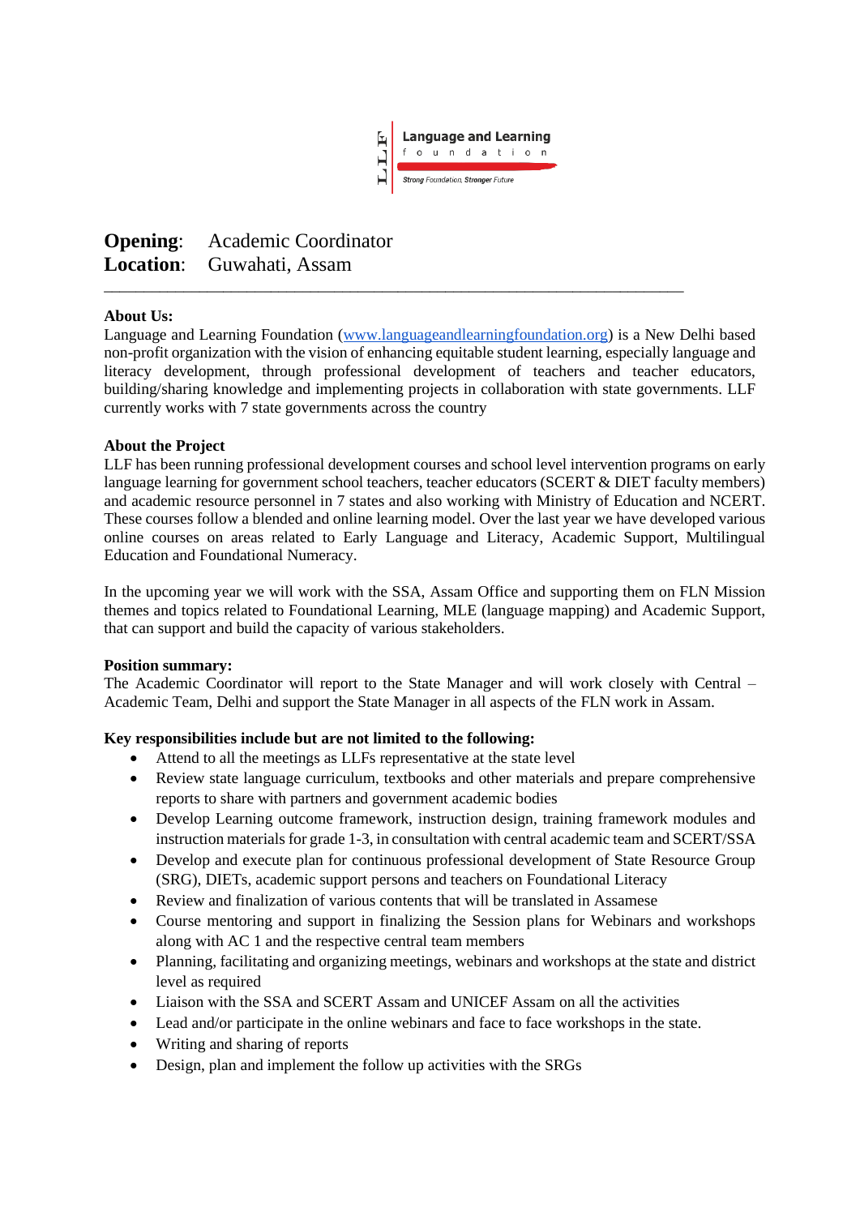**Opening**: Academic Coordinator
**Location**: Guwahati, Assam

---

**About Us:**
Language and Learning Foundation ([www.languageandlearningfoundation.org](http://www.languageandlearningfoundation.org)) is a New Delhi based non-profit organization with the vision of enhancing equitable student learning, especially language and literacy development, through professional development of teachers and teacher educators, building/sharing knowledge and implementing projects in collaboration with state governments. LLF currently works with 7 state governments across the country

**About the Project**
LLF has been running professional development courses and school level intervention programs on early language learning for government school teachers, teacher educators (SCERT & DIET faculty members) and academic resource personnel in 7 states and also working with Ministry of Education and NCERT. These courses follow a blended and online learning model. Over the last year we have developed various online courses on areas related to Early Language and Literacy, Academic Support, Multilingual Education and Foundational Numeracy.

In the upcoming year we will work with the SSA, Assam Office and supporting them on FLN Mission themes and topics related to Foundational Learning, MLE (language mapping) and Academic Support, that can support and build the capacity of various stakeholders.

**Position summary:**
The Academic Coordinator will report to the State Manager and will work closely with Central – Academic Team, Delhi and support the State Manager in all aspects of the FLN work in Assam.

**Key responsibilities include but are not limited to the following:**

- Attend to all the meetings as LLFs representative at the state level
- Review state language curriculum, textbooks and other materials and prepare comprehensive reports to share with partners and government academic bodies
- Develop Learning outcome framework, instruction design, training framework modules and instruction materials for grade 1-3, in consultation with central academic team and SCERT/SSA
- Develop and execute plan for continuous professional development of State Resource Group (SRG), DIETs, academic support persons and teachers on Foundational Literacy
- Review and finalization of various contents that will be translated in Assamese
- Course mentoring and support in finalizing the Session plans for Webinars and workshops along with AC 1 and the respective central team members
- Planning, facilitating and organizing meetings, webinars and workshops at the state and district level as required
- Liaison with the SSA and SCERT Assam and UNICEF Assam on all the activities
- Lead and/or participate in the online webinars and face to face workshops in the state.
- Writing and sharing of reports
- Design, plan and implement the follow up activities with the SRGs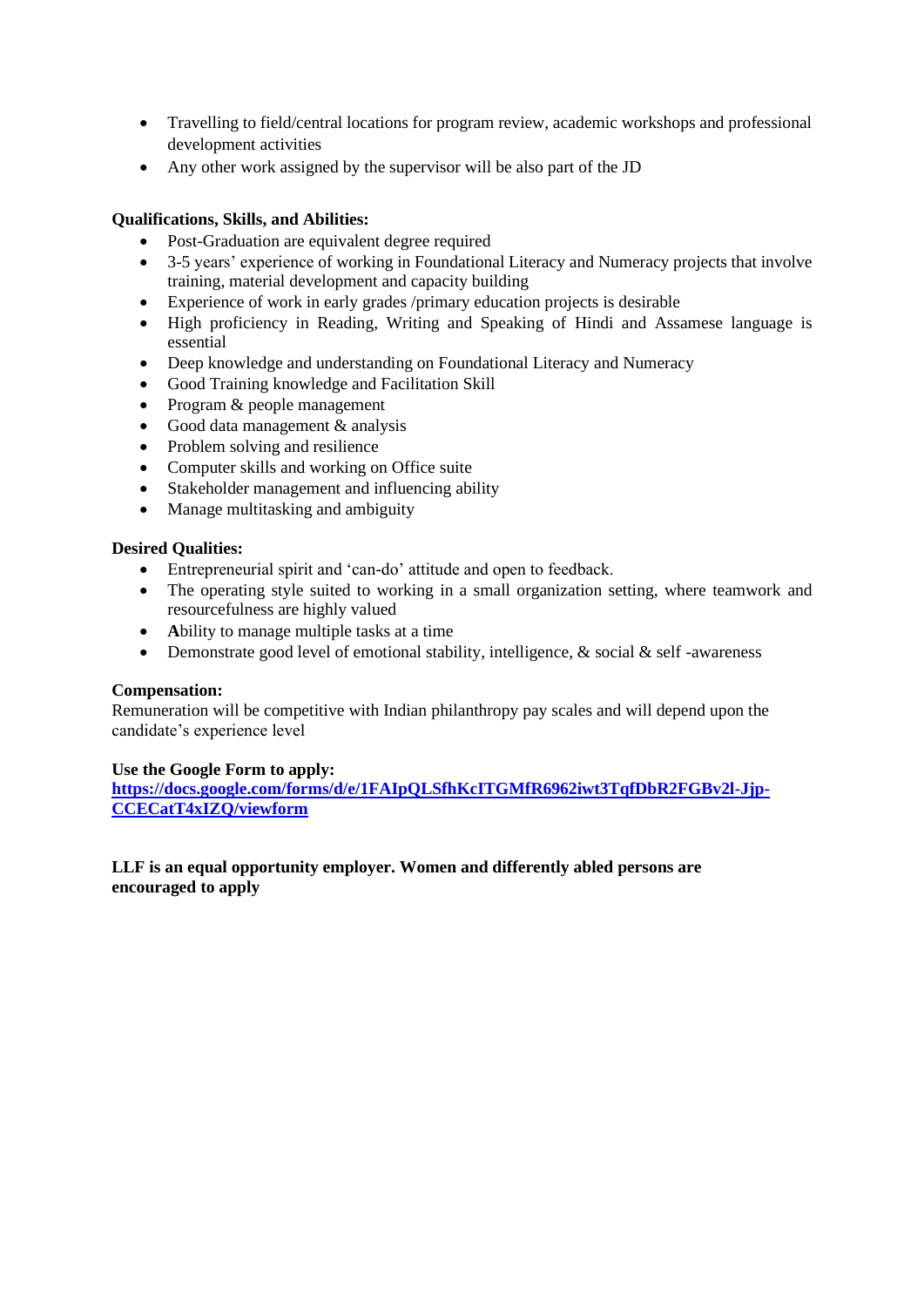- Travelling to field/central locations for program review, academic workshops and professional development activities
- Any other work assigned by the supervisor will be also part of the JD

**Qualifications, Skills, and Abilities:**

- Post-Graduation are equivalent degree required
- 3-5 years' experience of working in Foundational Literacy and Numeracy projects that involve training, material development and capacity building
- Experience of work in early grades /primary education projects is desirable
- High proficiency in Reading, Writing and Speaking of Hindi and Assamese language is essential
- Deep knowledge and understanding on Foundational Literacy and Numeracy
- Good Training knowledge and Facilitation Skill
- Program & people management
- Good data management & analysis
- Problem solving and resilience
- Computer skills and working on Office suite
- Stakeholder management and influencing ability
- Manage multitasking and ambiguity

**Desired Qualities:**

- Entrepreneurial spirit and 'can-do' attitude and open to feedback.
- The operating style suited to working in a small organization setting, where teamwork and resourcefulness are highly valued
- **A**bility to manage multiple tasks at a time
- Demonstrate good level of emotional stability, intelligence, & social & self -awareness

**Compensation:**

Remuneration will be competitive with Indian philanthropy pay scales and will depend upon the candidate's experience level

**Use the Google Form to apply:**

**https://docs.google.com/forms/d/e/1FAIpQLSfhKcITGMfR6962iwt3TqfDbR2FGBv2l-Jjp-CCECatT4xIZQ/viewform**

**LLF is an equal opportunity employer. Women and differently abled persons are encouraged to apply**